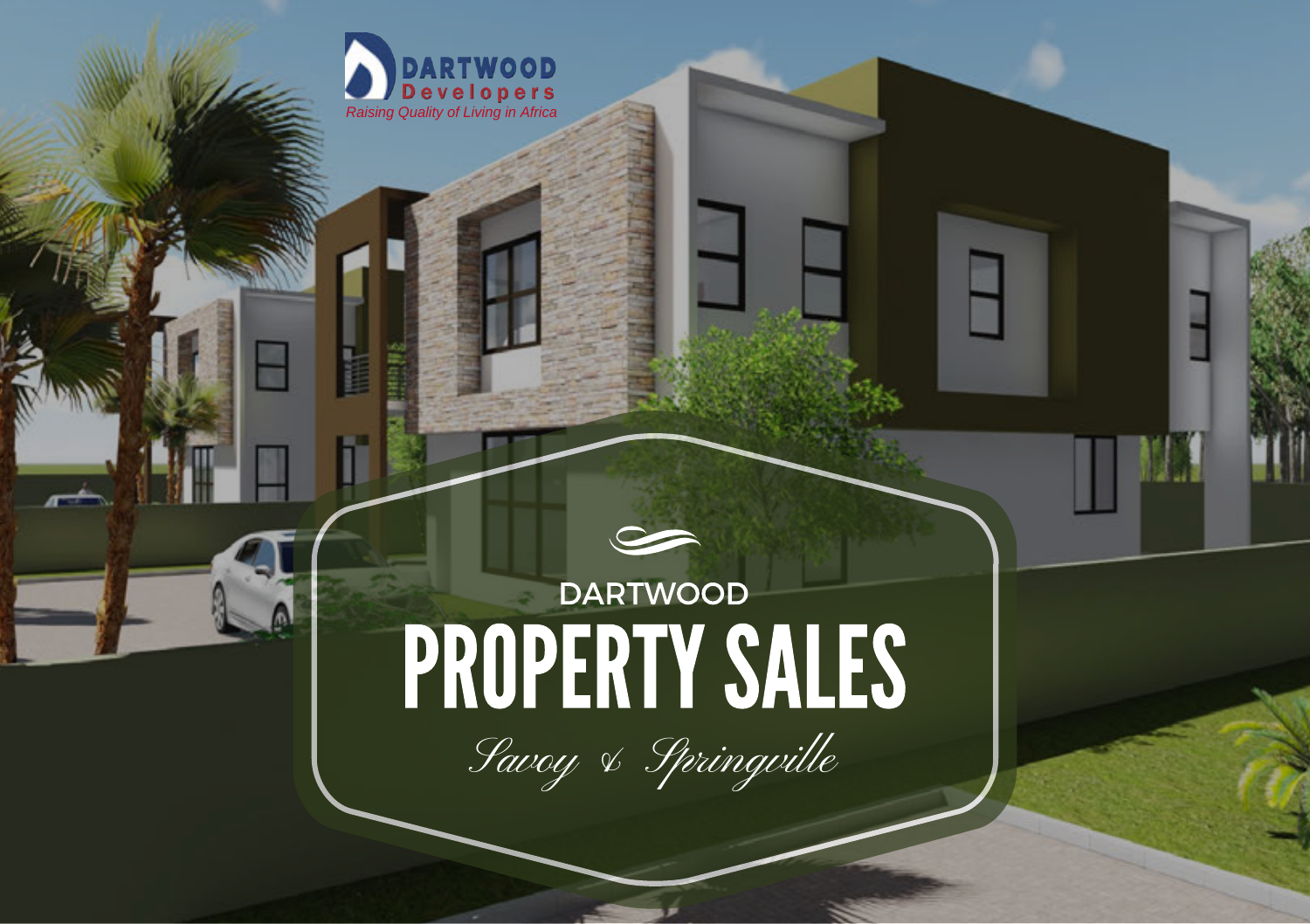DARTWOOD Developers

*Raising Quality of Living in Africa*

DARTWOOD

# PROPERTY SALES

*Savoy & Springville*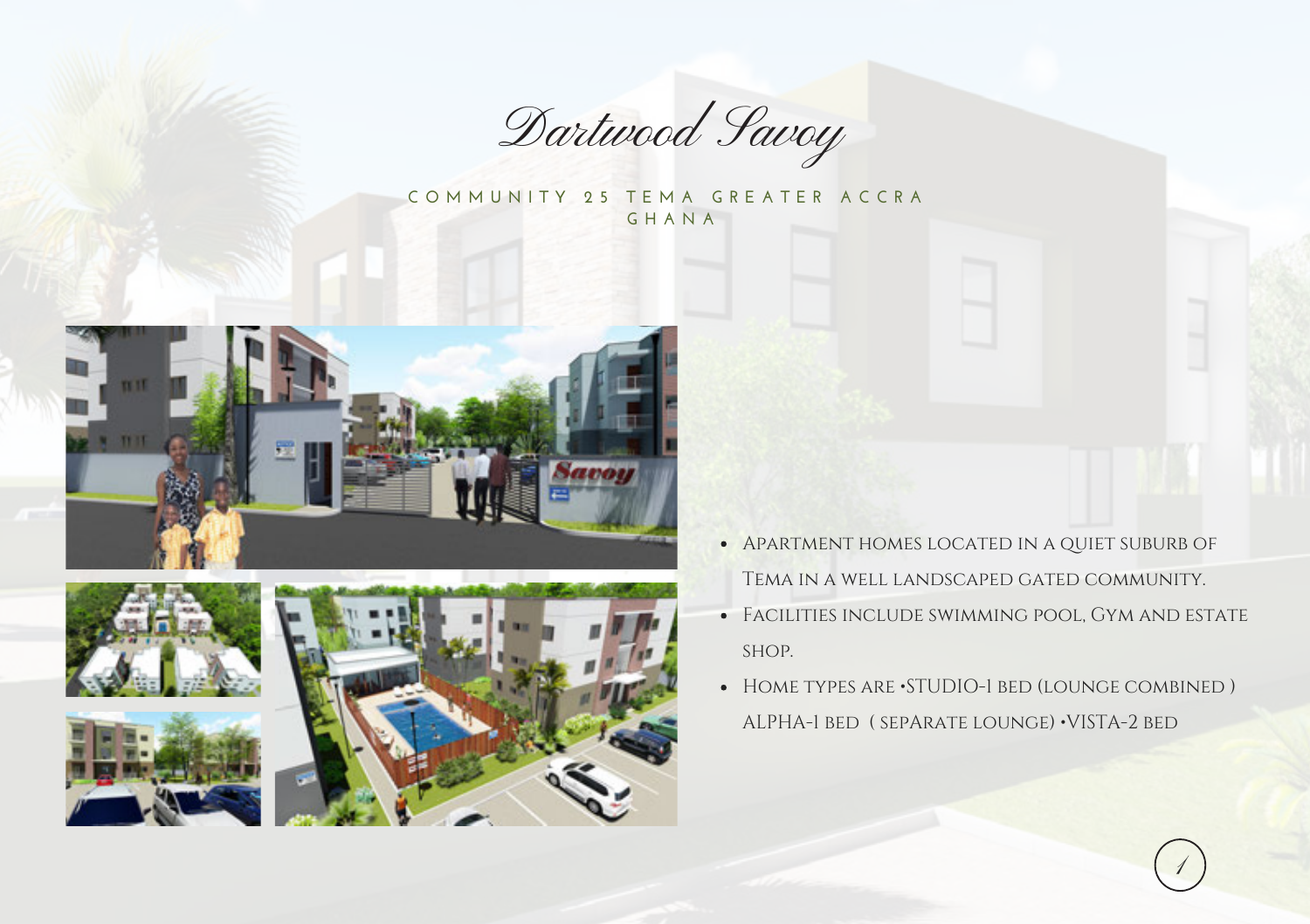# Dartwood Savoy

COMMUNITY 25 TEMA GREATER ACCRA GHANA

- Apartment homes located in a quiet suburb of Tema in a well landscaped gated community.
- Facilities include swimming pool, Gym and estate shop.
- Home types are •STUDIO-1 bed (lounge combined ) ALPHA-1 bed ( separate lounge) •VISTA-2 bed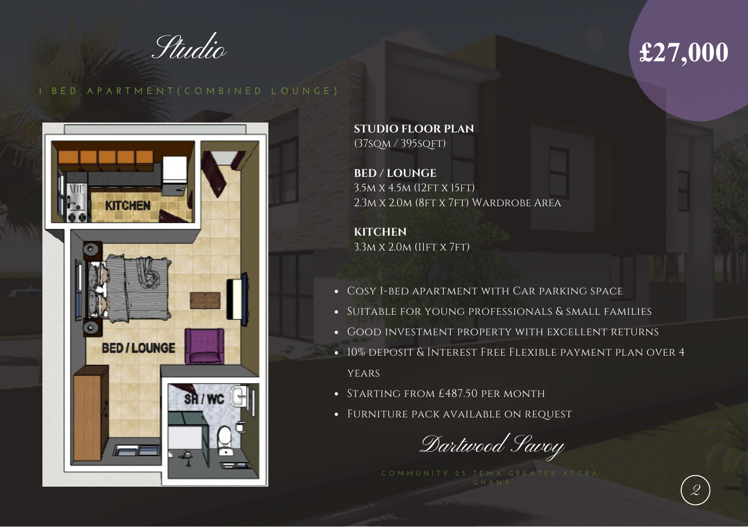# *Studio*

## £27,000

1 BED APARTMENT (COMBINED LOUNGE)

**STUDIO FLOOR PLAN**
(37SQM / 395SQFT)

**BED / LOUNGE**
3.5M X 4.5M (12FT X 15FT)
2.3M X 2.0M (8FT X 7FT) WARDROBE AREA

**KITCHEN**
3.3M X 2.0M (11FT X 7FT)

- Cosy 1-bed apartment with Car parking space
- Suitable for young professionals & small families
- Good investment property with excellent returns
- 10% deposit & Interest Free Flexible payment plan over 4 years
- Starting from £487.50 per month
- Furniture pack available on request

*Dartwood Savoy*

COMMUNITY 25 TEMA GREATER ACCRA GHANA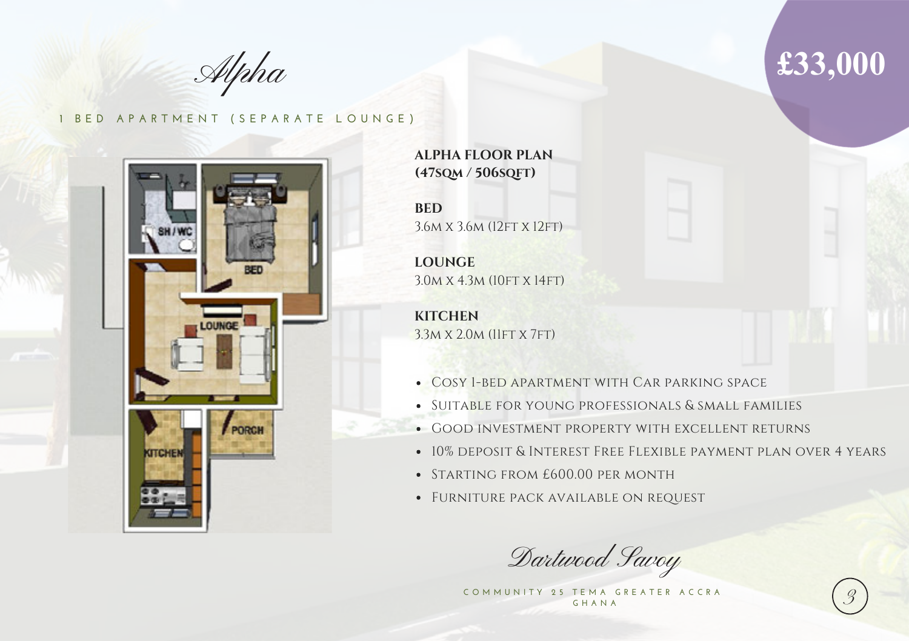# Alpha

**£33,000**

1 BED APARTMENT (SEPARATE LOUNGE)

**ALPHA FLOOR PLAN (47SQM / 506SQFT)**

**BED**
3.6M X 3.6M (12FT X 12FT)

**LOUNGE**
3.0M X 4.3M (10FT X 14FT)

**KITCHEN**
3.3M X 2.0M (11FT X 7FT)

- Cosy 1-bed apartment with Car parking space
- Suitable for young professionals & small families
- Good investment property with excellent returns
- 10% deposit & Interest Free Flexible payment plan over 4 years
- Starting from £600.00 per month
- Furniture pack available on request

*Dartwood Savoy*

COMMUNITY 25 TEMA GREATER ACCRA GHANA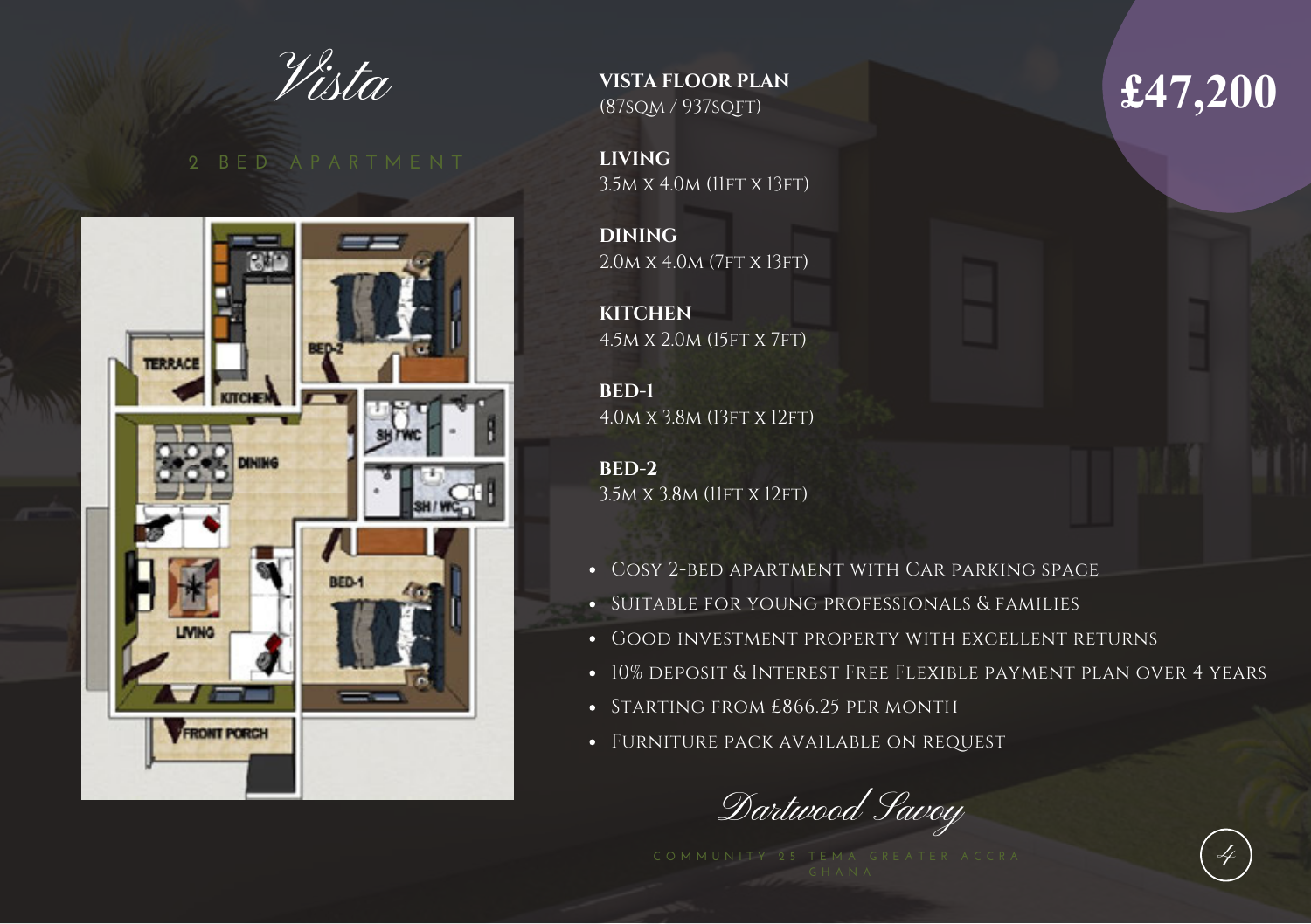# Vista

2 BED APARTMENT

**£47,200**

**VISTA FLOOR PLAN**
(87SQM / 937SQFT)

**LIVING**
3.5M X 4.0M (11FT X 13FT)

**DINING**
2.0M X 4.0M (7FT X 13FT)

**KITCHEN**
4.5M X 2.0M (15FT X 7FT)

**BED-1**
4.0M X 3.8M (13FT X 12FT)

**BED-2**
3.5M X 3.8M (11FT X 12FT)

- Cosy 2-bed apartment with Car parking space
- Suitable for young professionals & families
- Good investment property with excellent returns
- 10% deposit & Interest Free Flexible payment plan over 4 years
- Starting from £866.25 per month
- Furniture pack available on request

*Dartwood Savoy*

COMMUNITY 25 TEMA GREATER ACCRA GHANA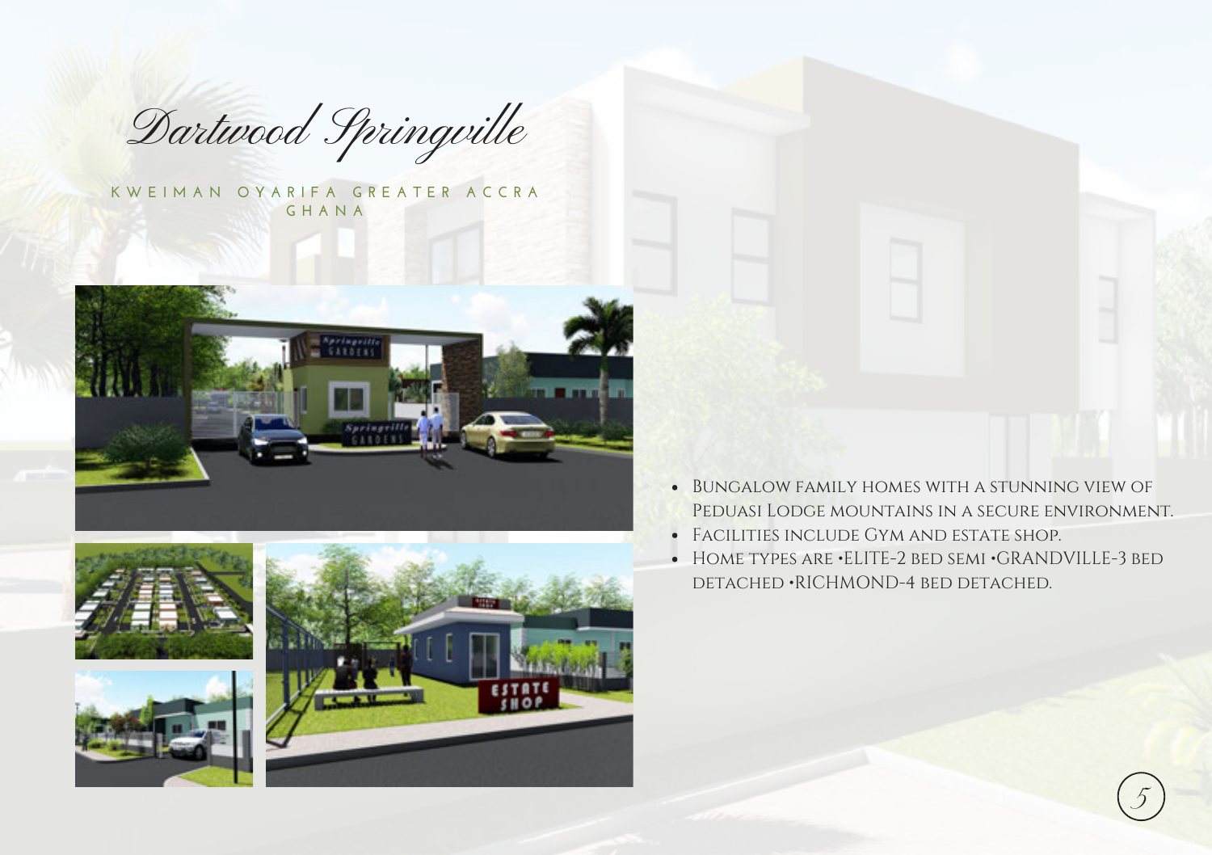# Dartwood Springville

KWEIMAN OYARIFA GREATER ACCRA GHANA

- Bungalow family homes with a stunning view of Peduasi Lodge mountains in a secure environment.
- Facilities include Gym and estate shop.
- Home types are •ELITE-2 bed semi •GRANDVILLE-3 bed detached •RICHMOND-4 bed detached.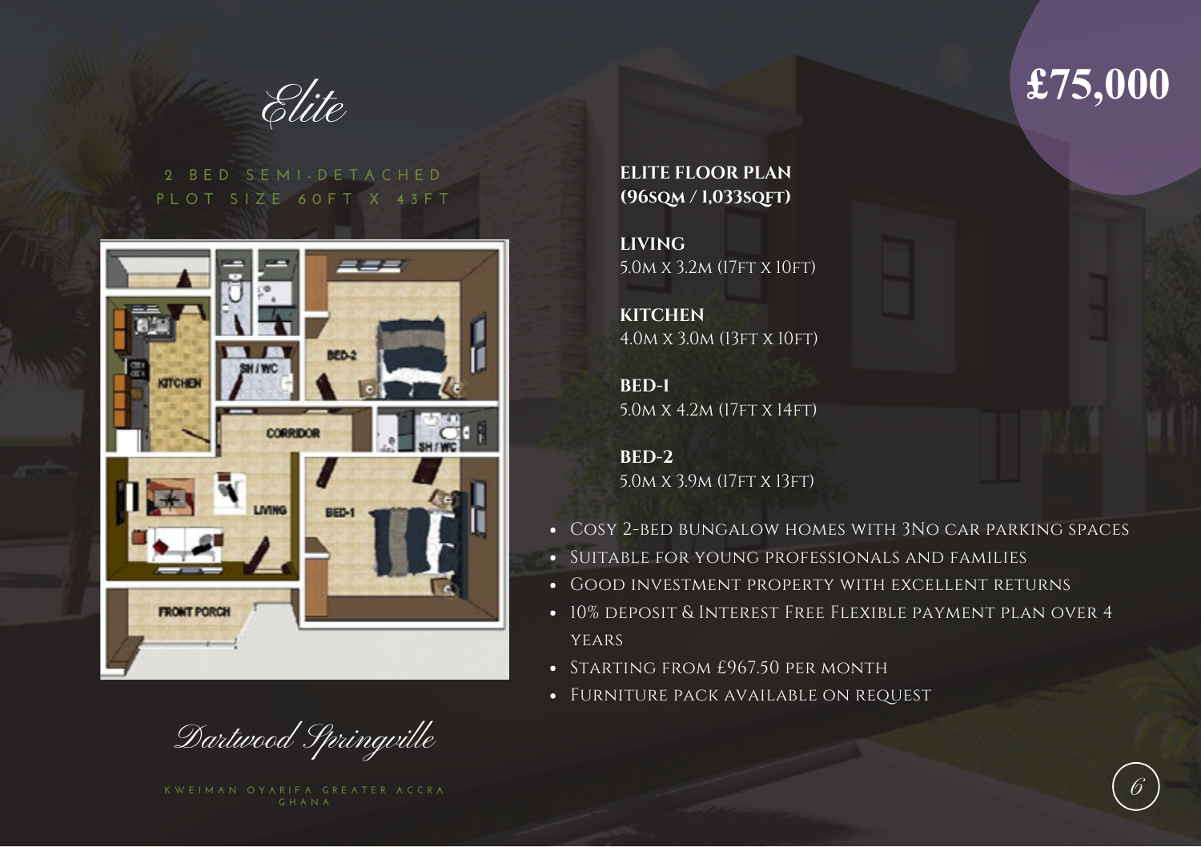# Elite

2 BED SEMI-DETACHED
PLOT SIZE 60FT X 43FT

# £75,000

**ELITE FLOOR PLAN (96SQM / 1,033SQFT)**

**LIVING**
5.0M X 3.2M (17FT X 10FT)

**KITCHEN**
4.0M X 3.0M (13FT X 10FT)

**BED-1**
5.0M X 4.2M (17FT X 14FT)

**BED-2**
5.0M X 3.9M (17FT X 13FT)

- Cosy 2-bed bungalow homes with 3No car parking spaces
- Suitable for young professionals and families
- Good investment property with excellent returns
- 10% deposit & Interest Free Flexible payment plan over 4 years
- Starting from £967.50 per month
- Furniture pack available on request

*Dartwood Springville*

KWEIMAN OYARIFA GREATER ACCRA GHANA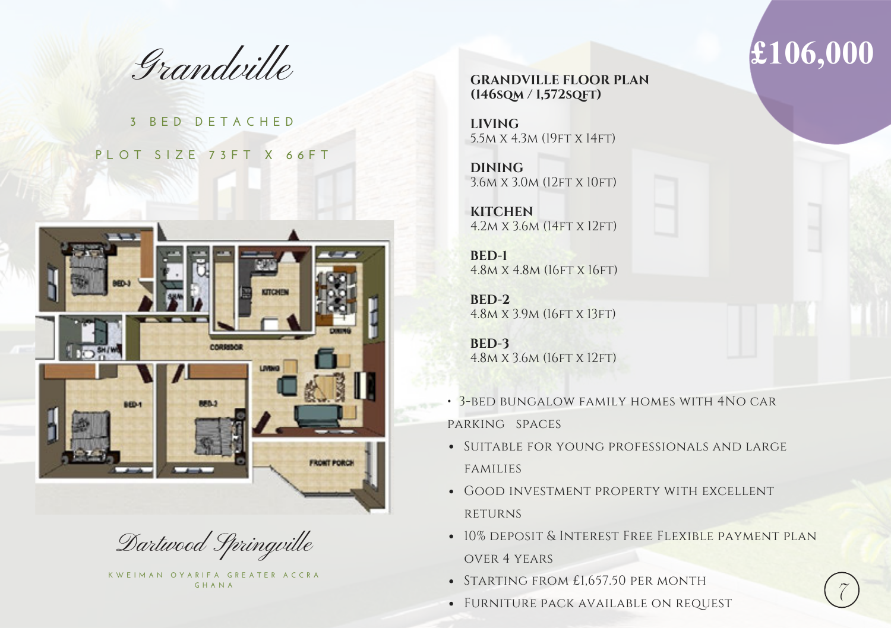# Grandville

3 BED DETACHED

PLOT SIZE 73FT X 66FT

Dartwood Springville

KWEIMAN OYARIFA GREATER ACCRA GHANA

£106,000

## GRANDVILLE FLOOR PLAN (146SQM / 1,572SQFT)

**LIVING**
5.5M X 4.3M (19FT X 14FT)

**DINING**
3.6M X 3.0M (12FT X 10FT)

**KITCHEN**
4.2M X 3.6M (14FT X 12FT)

**BED-1**
4.8M X 4.8M (16FT X 16FT)

**BED-2**
4.8M X 3.9M (16FT X 13FT)

**BED-3**
4.8M X 3.6M (16FT X 12FT)

- 3-Bed bungalow family homes with 4No car parking spaces
- Suitable for young professionals and large families
- Good investment property with excellent returns
- 10% deposit & Interest Free Flexible payment plan over 4 years
- Starting from £1,657.50 per month
- Furniture pack available on request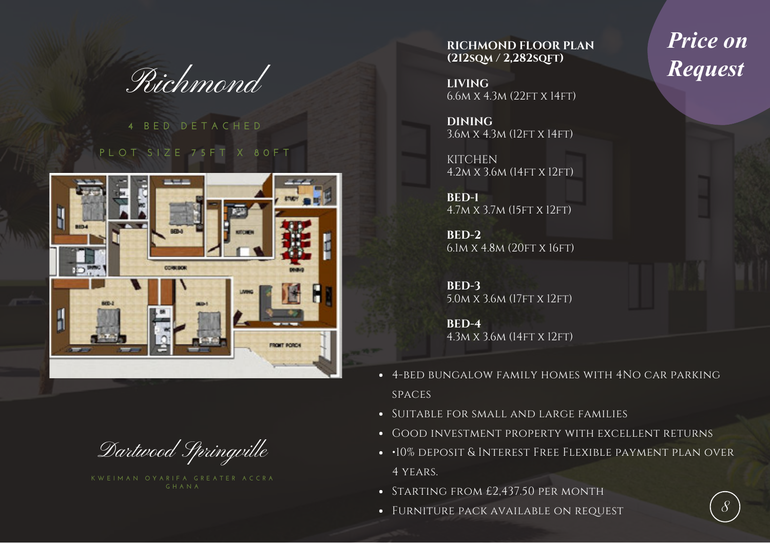# Richmond

4 BED DETACHED

PLOT SIZE 75FT X 80FT

**RICHMOND FLOOR PLAN (212SQM / 2,282SQFT)**

***Price on Request***

**LIVING**
6.6M X 4.3M (22FT X 14FT)

**DINING**
3.6M X 4.3M (12FT X 14FT)

KITCHEN
4.2M X 3.6M (14FT X 12FT)

**BED-1**
4.7M X 3.7M (15FT X 12FT)

**BED-2**
6.1M X 4.8M (20FT X 16FT)

**BED-3**
5.0M X 3.6M (17FT X 12FT)

**BED-4**
4.3M X 3.6M (14FT X 12FT)

- 4-Bed Bungalow family homes with 4No car parking spaces
- Suitable for small and large families
- Good investment property with excellent returns
- •10% deposit & Interest Free Flexible payment plan over 4 years.
- Starting from £2,437.50 per month
- Furniture pack available on request

## Dartwood Springville

KWEIMAN OYARIFA GREATER ACCRA GHANA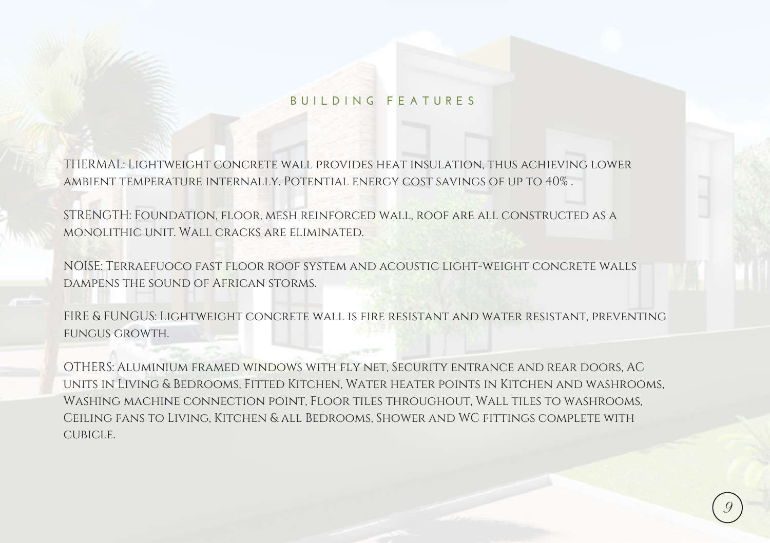## BUILDING FEATURES

THERMAL: Lightweight concrete wall provides heat insulation, thus achieving lower ambient temperature internally. Potential energy cost savings of up to 40% .

STRENGTH: Foundation, floor, mesh reinforced wall, roof are all constructed as a monolithic unit. Wall cracks are eliminated.

NOISE: Terraefuoco fast floor roof system and acoustic light-weight concrete walls dampens the sound of African storms.

FIRE & FUNGUS: Lightweight concrete wall is fire resistant and water resistant, preventing fungus growth.

OTHERS: Aluminium framed windows with fly net, Security entrance and rear doors, AC units in Living & Bedrooms, Fitted Kitchen, Water heater points in Kitchen and washrooms, Washing machine connection point, Floor tiles throughout, Wall tiles to washrooms, Ceiling fans to Living, Kitchen & all Bedrooms, Shower and WC fittings complete with cubicle.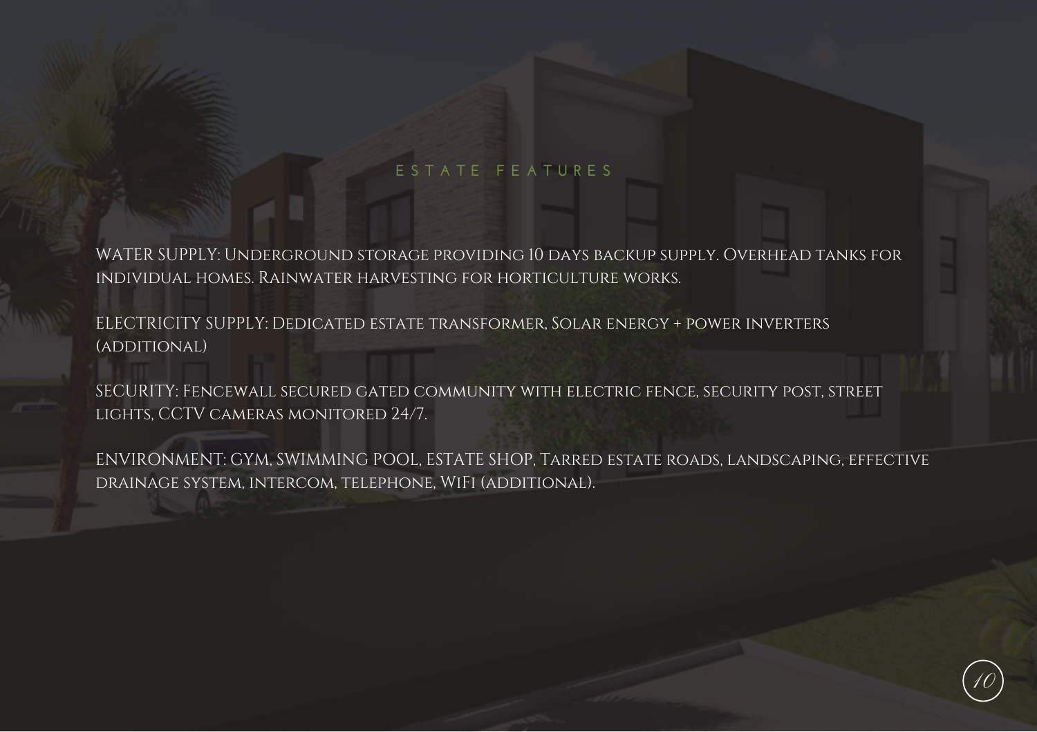## ESTATE FEATURES

WATER SUPPLY: Underground storage providing 10 days backup supply. Overhead tanks for individual homes. Rainwater harvesting for horticulture works.

ELECTRICITY SUPPLY: Dedicated estate transformer, Solar energy + power inverters (additional)

SECURITY: Fencewall secured gated community with electric fence, security post, street lights, CCTV cameras monitored 24/7.

ENVIRONMENT: GYM, SWIMMING POOL, ESTATE SHOP, Tarred estate roads, landscaping, effective drainage system, intercom, telephone, WiFi (additional).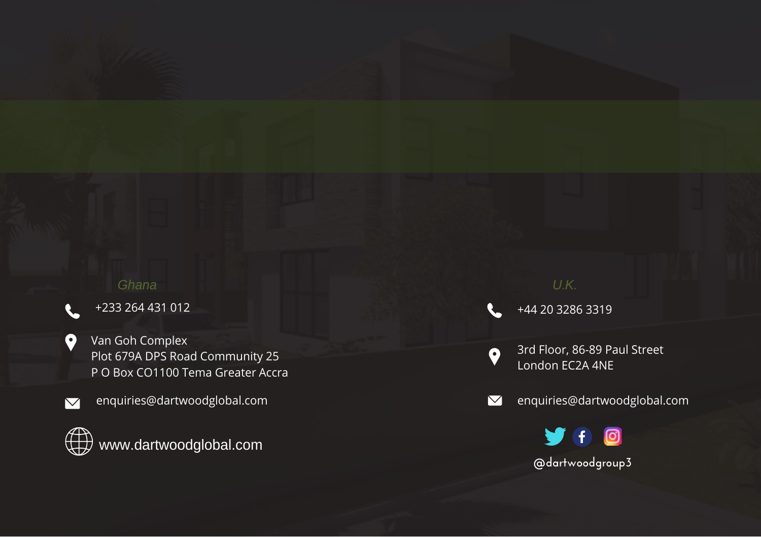## Ghana

+233 264 431 012

Van Goh Complex
Plot 679A DPS Road Community 25
P O Box CO1100 Tema Greater Accra

enquiries@dartwoodglobal.com

www.dartwoodglobal.com

## U.K.

+44 20 3286 3319

3rd Floor, 86-89 Paul Street
London EC2A 4NE

enquiries@dartwoodglobal.com

@dartwoodgroup3